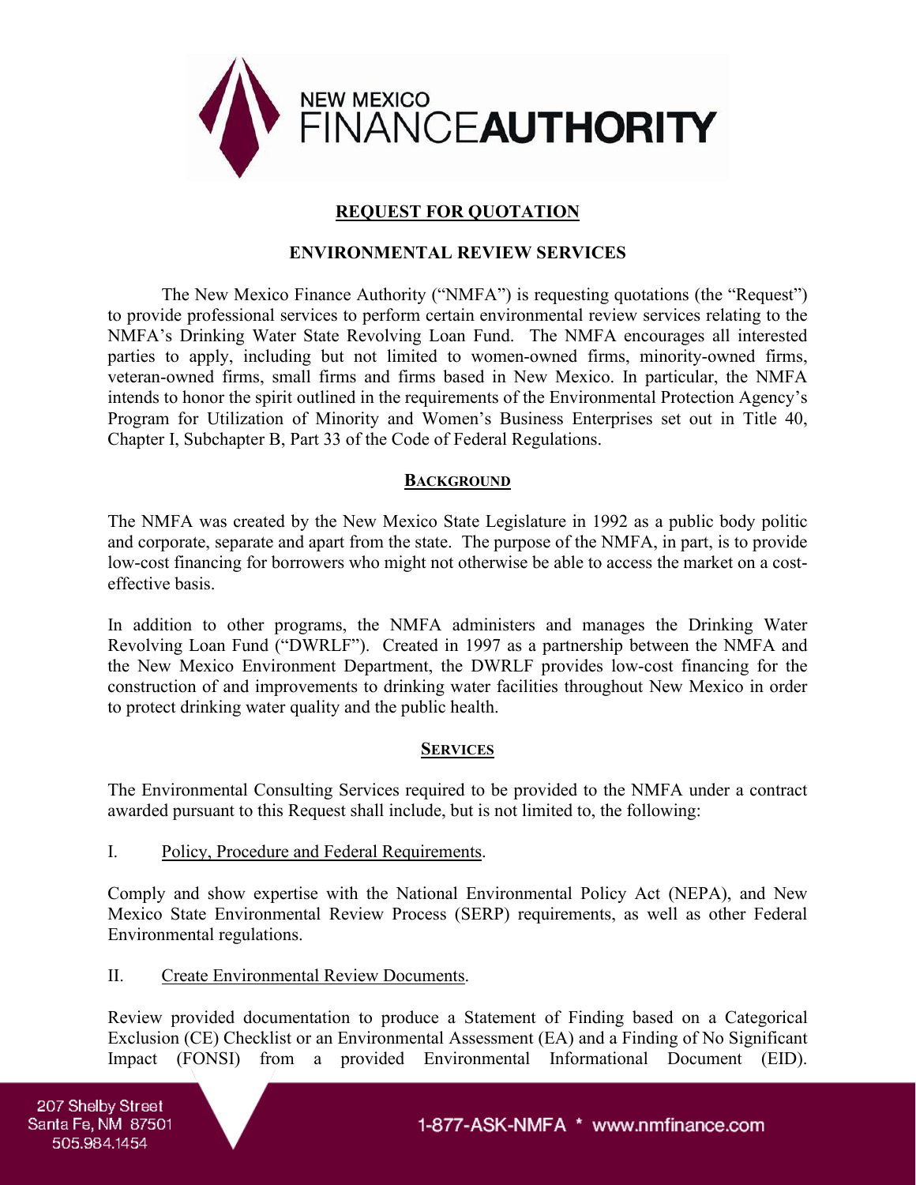# REQUEST FOR QUOTATION

## ENVIRONMENTAL REVIEW SERVICES

The New Mexico Finance Authority ("NMFA") is requesting quotations (the "Request") to provide professional services to perform certain environmental review services relating to the NMFA's Drinking Water State Revolving Loan Fund. The NMFA encourages all interested parties to apply, including but not limited to women-owned firms, minority-owned firms, veteran-owned firms, small firms and firms based in New Mexico. In particular, the NMFA intends to honor the spirit outlined in the requirements of the Environmental Protection Agency's Program for Utilization of Minority and Women's Business Enterprises set out in Title 40, Chapter I, Subchapter B, Part 33 of the Code of Federal Regulations.

### BACKGROUND

The NMFA was created by the New Mexico State Legislature in 1992 as a public body politic and corporate, separate and apart from the state. The purpose of the NMFA, in part, is to provide low-cost financing for borrowers who might not otherwise be able to access the market on a cost-effective basis.

In addition to other programs, the NMFA administers and manages the Drinking Water Revolving Loan Fund ("DWRLF"). Created in 1997 as a partnership between the NMFA and the New Mexico Environment Department, the DWRLF provides low-cost financing for the construction of and improvements to drinking water facilities throughout New Mexico in order to protect drinking water quality and the public health.

### SERVICES

The Environmental Consulting Services required to be provided to the NMFA under a contract awarded pursuant to this Request shall include, but is not limited to, the following:

I. Policy, Procedure and Federal Requirements.

Comply and show expertise with the National Environmental Policy Act (NEPA), and New Mexico State Environmental Review Process (SERP) requirements, as well as other Federal Environmental regulations.

II. Create Environmental Review Documents.

Review provided documentation to produce a Statement of Finding based on a Categorical Exclusion (CE) Checklist or an Environmental Assessment (EA) and a Finding of No Significant Impact (FONSI) from a provided Environmental Informational Document (EID).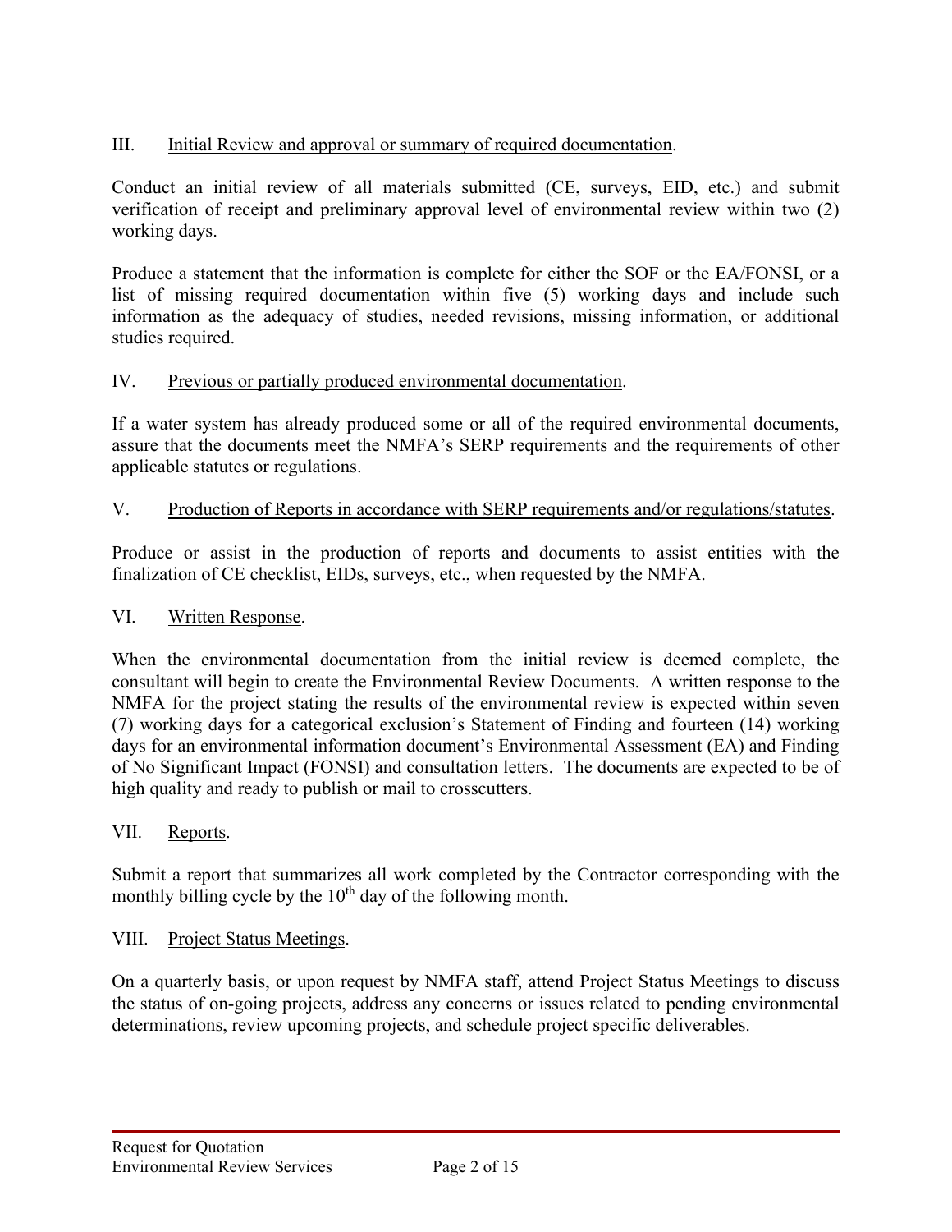III. Initial Review and approval or summary of required documentation.

Conduct an initial review of all materials submitted (CE, surveys, EID, etc.) and submit verification of receipt and preliminary approval level of environmental review within two (2) working days.

Produce a statement that the information is complete for either the SOF or the EA/FONSI, or a list of missing required documentation within five (5) working days and include such information as the adequacy of studies, needed revisions, missing information, or additional studies required.

IV. Previous or partially produced environmental documentation.

If a water system has already produced some or all of the required environmental documents, assure that the documents meet the NMFA's SERP requirements and the requirements of other applicable statutes or regulations.

V. Production of Reports in accordance with SERP requirements and/or regulations/statutes.

Produce or assist in the production of reports and documents to assist entities with the finalization of CE checklist, EIDs, surveys, etc., when requested by the NMFA.

VI. Written Response.

When the environmental documentation from the initial review is deemed complete, the consultant will begin to create the Environmental Review Documents. A written response to the NMFA for the project stating the results of the environmental review is expected within seven (7) working days for a categorical exclusion's Statement of Finding and fourteen (14) working days for an environmental information document's Environmental Assessment (EA) and Finding of No Significant Impact (FONSI) and consultation letters. The documents are expected to be of high quality and ready to publish or mail to crosscutters.

VII. Reports.

Submit a report that summarizes all work completed by the Contractor corresponding with the monthly billing cycle by the 10th day of the following month.

VIII. Project Status Meetings.

On a quarterly basis, or upon request by NMFA staff, attend Project Status Meetings to discuss the status of on-going projects, address any concerns or issues related to pending environmental determinations, review upcoming projects, and schedule project specific deliverables.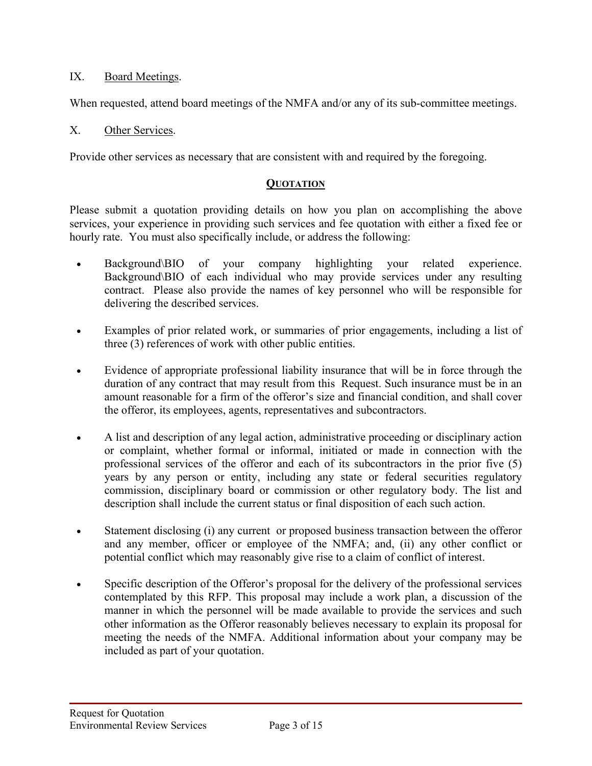IX. Board Meetings.

When requested, attend board meetings of the NMFA and/or any of its sub-committee meetings.

X. Other Services.

Provide other services as necessary that are consistent with and required by the foregoing.

**QUOTATION**

Please submit a quotation providing details on how you plan on accomplishing the above services, your experience in providing such services and fee quotation with either a fixed fee or hourly rate. You must also specifically include, or address the following:

- Background\BIO of your company highlighting your related experience. Background\BIO of each individual who may provide services under any resulting contract. Please also provide the names of key personnel who will be responsible for delivering the described services.
- Examples of prior related work, or summaries of prior engagements, including a list of three (3) references of work with other public entities.
- Evidence of appropriate professional liability insurance that will be in force through the duration of any contract that may result from this Request. Such insurance must be in an amount reasonable for a firm of the offeror's size and financial condition, and shall cover the offeror, its employees, agents, representatives and subcontractors.
- A list and description of any legal action, administrative proceeding or disciplinary action or complaint, whether formal or informal, initiated or made in connection with the professional services of the offeror and each of its subcontractors in the prior five (5) years by any person or entity, including any state or federal securities regulatory commission, disciplinary board or commission or other regulatory body. The list and description shall include the current status or final disposition of each such action.
- Statement disclosing (i) any current or proposed business transaction between the offeror and any member, officer or employee of the NMFA; and, (ii) any other conflict or potential conflict which may reasonably give rise to a claim of conflict of interest.
- Specific description of the Offeror's proposal for the delivery of the professional services contemplated by this RFP. This proposal may include a work plan, a discussion of the manner in which the personnel will be made available to provide the services and such other information as the Offeror reasonably believes necessary to explain its proposal for meeting the needs of the NMFA. Additional information about your company may be included as part of your quotation.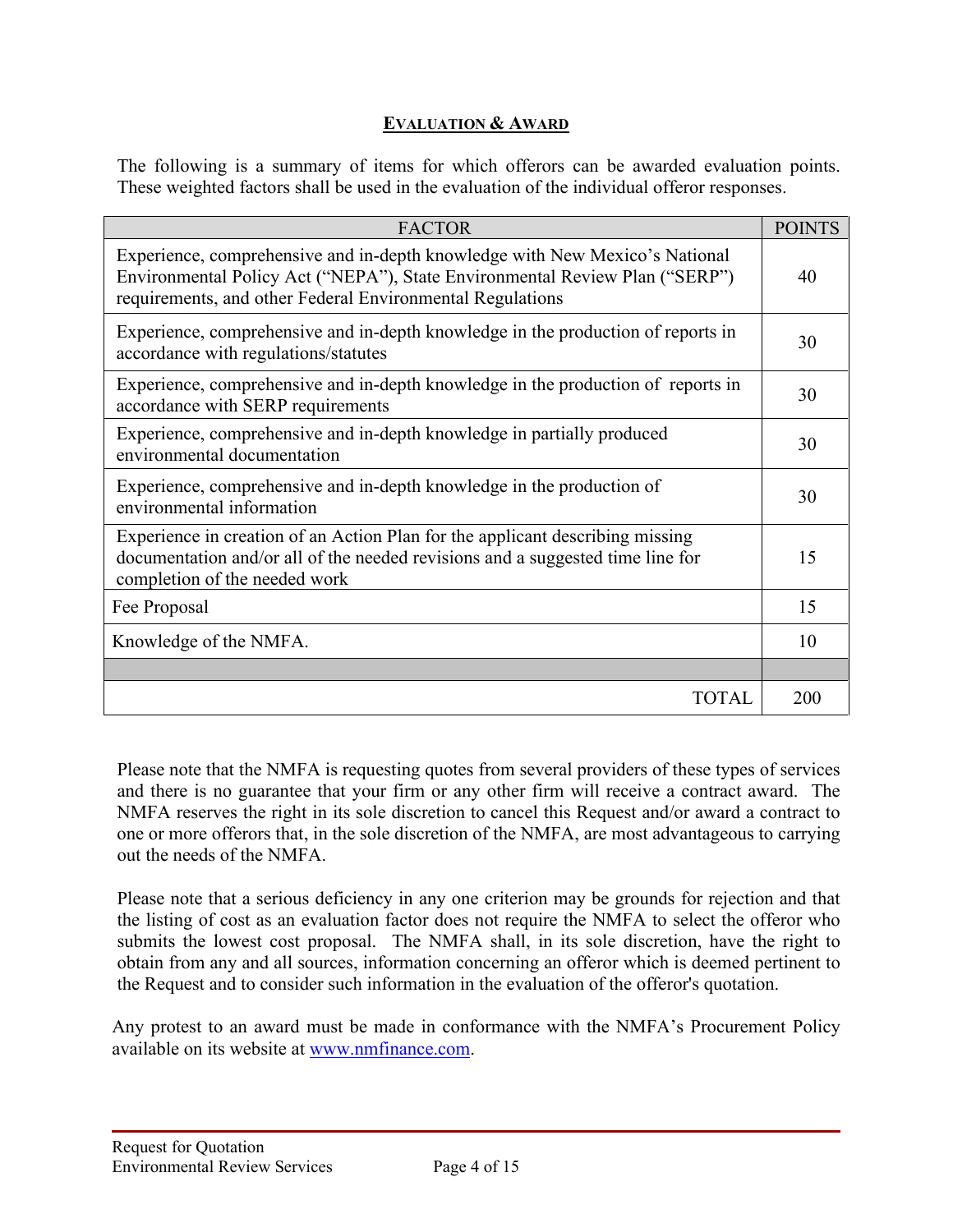## **EVALUATION & AWARD**

The following is a summary of items for which offerors can be awarded evaluation points. These weighted factors shall be used in the evaluation of the individual offeror responses.

| FACTOR | POINTS |
|---|---|
| Experience, comprehensive and in-depth knowledge with New Mexico's National Environmental Policy Act ("NEPA"), State Environmental Review Plan ("SERP") requirements, and other Federal Environmental Regulations | 40 |
| Experience, comprehensive and in-depth knowledge in the production of reports in accordance with regulations/statutes | 30 |
| Experience, comprehensive and in-depth knowledge in the production of reports in accordance with SERP requirements | 30 |
| Experience, comprehensive and in-depth knowledge in partially produced environmental documentation | 30 |
| Experience, comprehensive and in-depth knowledge in the production of environmental information | 30 |
| Experience in creation of an Action Plan for the applicant describing missing documentation and/or all of the needed revisions and a suggested time line for completion of the needed work | 15 |
| Fee Proposal | 15 |
| Knowledge of the NMFA. | 10 |
| | |
| TOTAL | 200 |

Please note that the NMFA is requesting quotes from several providers of these types of services and there is no guarantee that your firm or any other firm will receive a contract award. The NMFA reserves the right in its sole discretion to cancel this Request and/or award a contract to one or more offerors that, in the sole discretion of the NMFA, are most advantageous to carrying out the needs of the NMFA.

Please note that a serious deficiency in any one criterion may be grounds for rejection and that the listing of cost as an evaluation factor does not require the NMFA to select the offeror who submits the lowest cost proposal. The NMFA shall, in its sole discretion, have the right to obtain from any and all sources, information concerning an offeror which is deemed pertinent to the Request and to consider such information in the evaluation of the offeror's quotation.

Any protest to an award must be made in conformance with the NMFA's Procurement Policy available on its website at [www.nmfinance.com](http://www.nmfinance.com).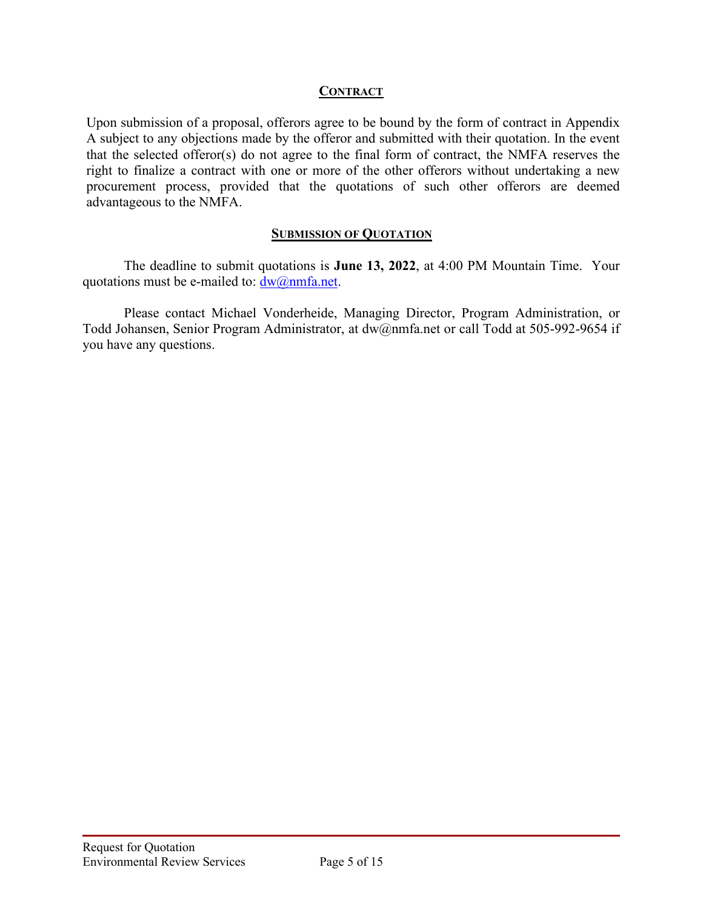## CONTRACT

Upon submission of a proposal, offerors agree to be bound by the form of contract in Appendix A subject to any objections made by the offeror and submitted with their quotation. In the event that the selected offeror(s) do not agree to the final form of contract, the NMFA reserves the right to finalize a contract with one or more of the other offerors without undertaking a new procurement process, provided that the quotations of such other offerors are deemed advantageous to the NMFA.

## SUBMISSION OF QUOTATION

The deadline to submit quotations is **June 13, 2022**, at 4:00 PM Mountain Time. Your quotations must be e-mailed to: dw@nmfa.net.

Please contact Michael Vonderheide, Managing Director, Program Administration, or Todd Johansen, Senior Program Administrator, at dw@nmfa.net or call Todd at 505-992-9654 if you have any questions.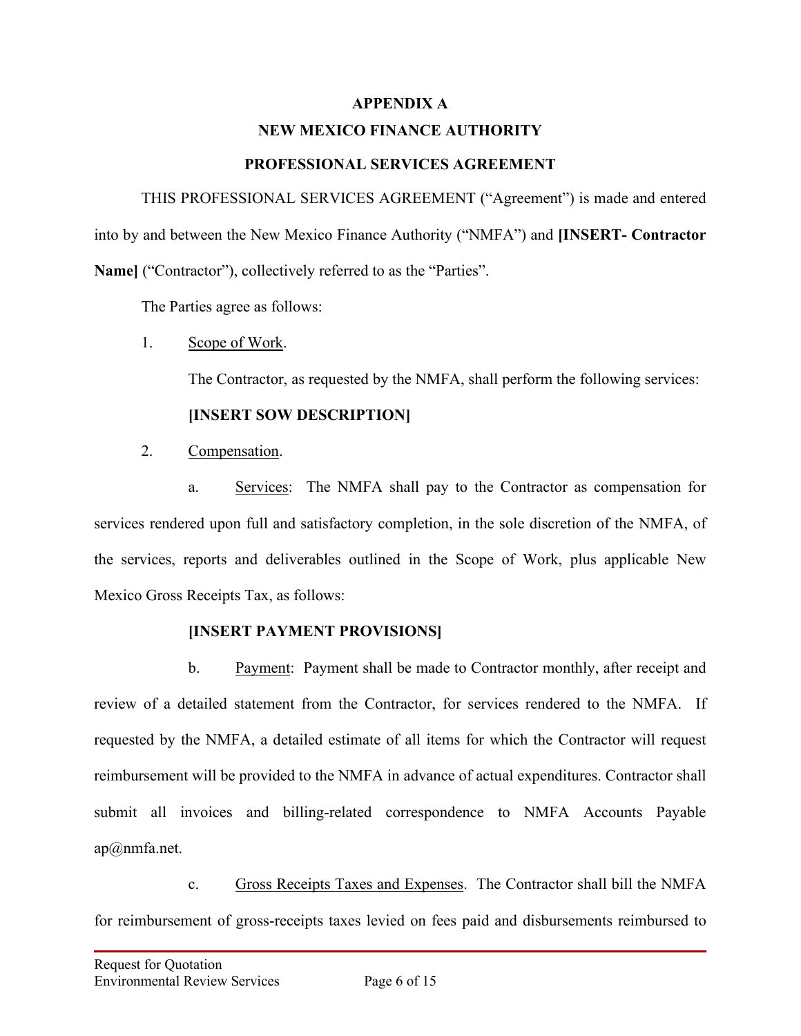# APPENDIX A

# NEW MEXICO FINANCE AUTHORITY

## PROFESSIONAL SERVICES AGREEMENT

THIS PROFESSIONAL SERVICES AGREEMENT ("Agreement") is made and entered into by and between the New Mexico Finance Authority ("NMFA") and **[INSERT- Contractor Name]** ("Contractor"), collectively referred to as the "Parties".

The Parties agree as follows:

1. Scope of Work.

   The Contractor, as requested by the NMFA, shall perform the following services:

   **[INSERT SOW DESCRIPTION]**

2. Compensation.

   a. Services: The NMFA shall pay to the Contractor as compensation for services rendered upon full and satisfactory completion, in the sole discretion of the NMFA, of the services, reports and deliverables outlined in the Scope of Work, plus applicable New Mexico Gross Receipts Tax, as follows:

   **[INSERT PAYMENT PROVISIONS]**

   b. Payment: Payment shall be made to Contractor monthly, after receipt and review of a detailed statement from the Contractor, for services rendered to the NMFA. If requested by the NMFA, a detailed estimate of all items for which the Contractor will request reimbursement will be provided to the NMFA in advance of actual expenditures. Contractor shall submit all invoices and billing-related correspondence to NMFA Accounts Payable ap@nmfa.net.

   c. Gross Receipts Taxes and Expenses. The Contractor shall bill the NMFA for reimbursement of gross-receipts taxes levied on fees paid and disbursements reimbursed to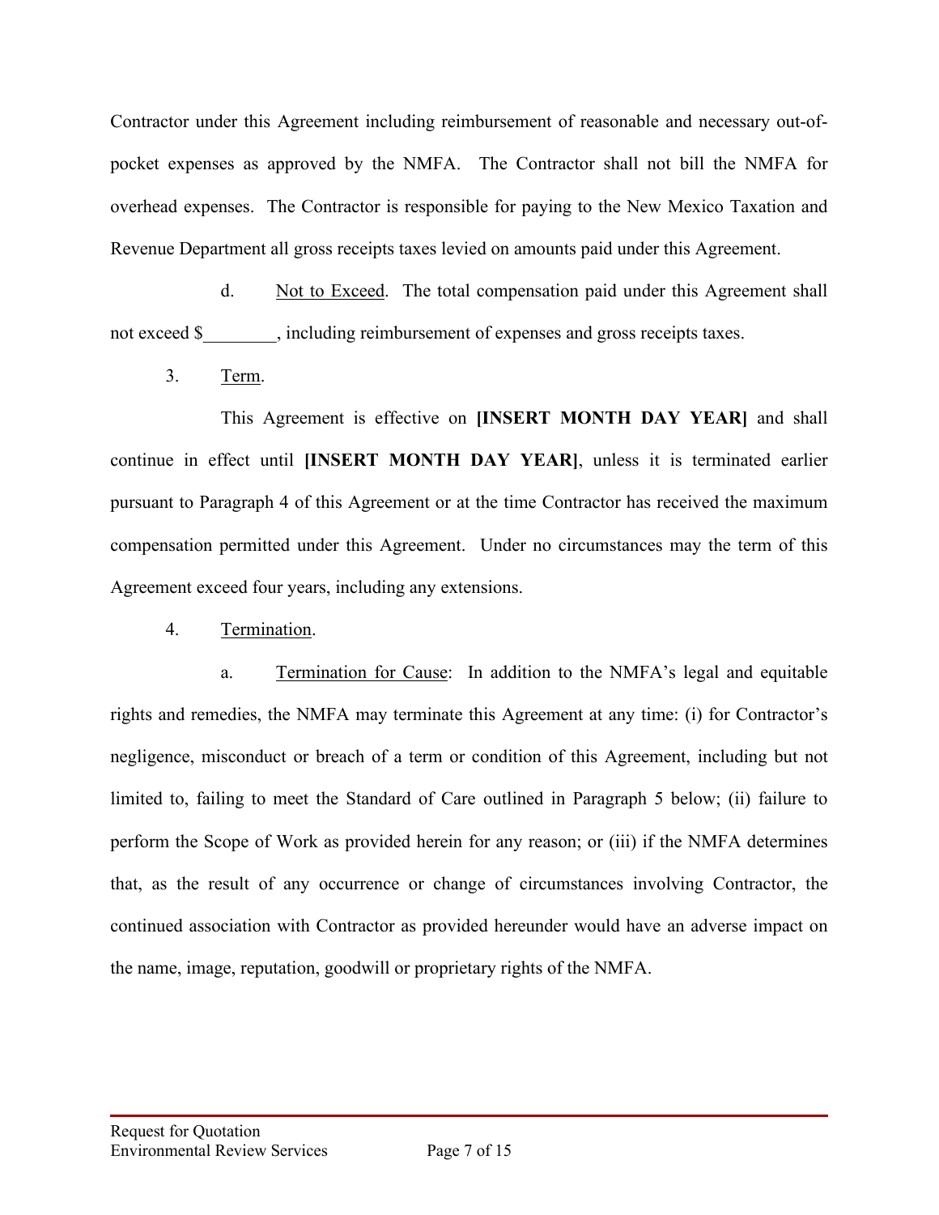Contractor under this Agreement including reimbursement of reasonable and necessary out-of-pocket expenses as approved by the NMFA. The Contractor shall not bill the NMFA for overhead expenses. The Contractor is responsible for paying to the New Mexico Taxation and Revenue Department all gross receipts taxes levied on amounts paid under this Agreement.

d. Not to Exceed. The total compensation paid under this Agreement shall not exceed $________, including reimbursement of expenses and gross receipts taxes.

3. Term.

This Agreement is effective on **[INSERT MONTH DAY YEAR]** and shall continue in effect until **[INSERT MONTH DAY YEAR]**, unless it is terminated earlier pursuant to Paragraph 4 of this Agreement or at the time Contractor has received the maximum compensation permitted under this Agreement. Under no circumstances may the term of this Agreement exceed four years, including any extensions.

4. Termination.

a. Termination for Cause: In addition to the NMFA's legal and equitable rights and remedies, the NMFA may terminate this Agreement at any time: (i) for Contractor's negligence, misconduct or breach of a term or condition of this Agreement, including but not limited to, failing to meet the Standard of Care outlined in Paragraph 5 below; (ii) failure to perform the Scope of Work as provided herein for any reason; or (iii) if the NMFA determines that, as the result of any occurrence or change of circumstances involving Contractor, the continued association with Contractor as provided hereunder would have an adverse impact on the name, image, reputation, goodwill or proprietary rights of the NMFA.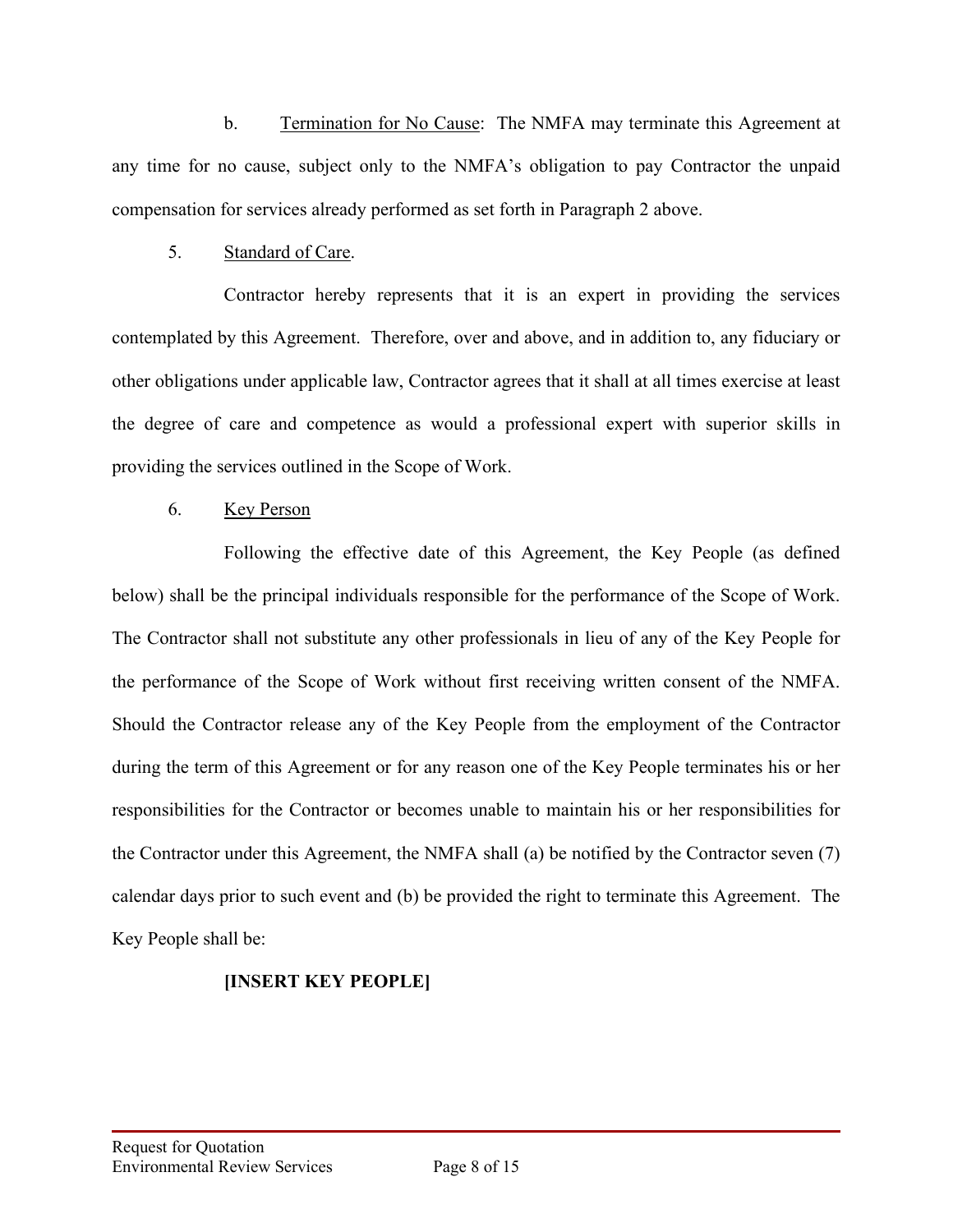b. <u>Termination for No Cause</u>: The NMFA may terminate this Agreement at any time for no cause, subject only to the NMFA's obligation to pay Contractor the unpaid compensation for services already performed as set forth in Paragraph 2 above.

5. <u>Standard of Care</u>.

Contractor hereby represents that it is an expert in providing the services contemplated by this Agreement. Therefore, over and above, and in addition to, any fiduciary or other obligations under applicable law, Contractor agrees that it shall at all times exercise at least the degree of care and competence as would a professional expert with superior skills in providing the services outlined in the Scope of Work.

6. <u>Key Person</u>

Following the effective date of this Agreement, the Key People (as defined below) shall be the principal individuals responsible for the performance of the Scope of Work. The Contractor shall not substitute any other professionals in lieu of any of the Key People for the performance of the Scope of Work without first receiving written consent of the NMFA. Should the Contractor release any of the Key People from the employment of the Contractor during the term of this Agreement or for any reason one of the Key People terminates his or her responsibilities for the Contractor or becomes unable to maintain his or her responsibilities for the Contractor under this Agreement, the NMFA shall (a) be notified by the Contractor seven (7) calendar days prior to such event and (b) be provided the right to terminate this Agreement. The Key People shall be:

**[INSERT KEY PEOPLE]**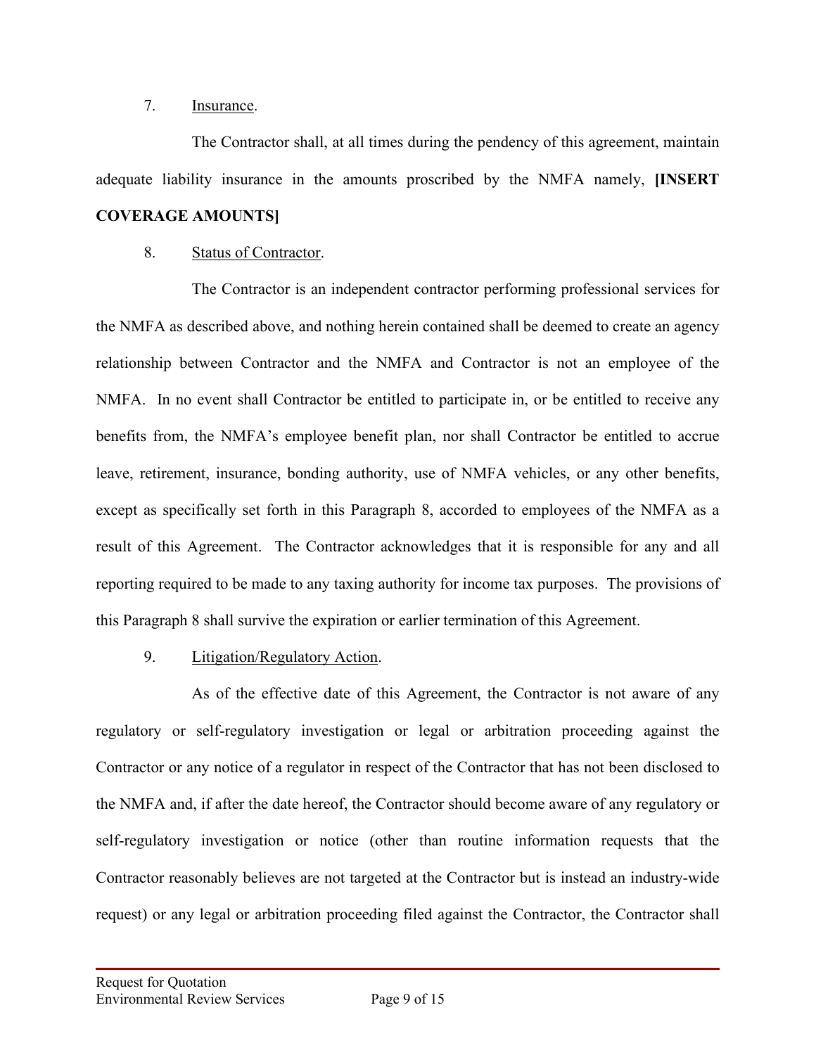7. Insurance.

The Contractor shall, at all times during the pendency of this agreement, maintain adequate liability insurance in the amounts proscribed by the NMFA namely, **[INSERT COVERAGE AMOUNTS]**

8. Status of Contractor.

The Contractor is an independent contractor performing professional services for the NMFA as described above, and nothing herein contained shall be deemed to create an agency relationship between Contractor and the NMFA and Contractor is not an employee of the NMFA. In no event shall Contractor be entitled to participate in, or be entitled to receive any benefits from, the NMFA's employee benefit plan, nor shall Contractor be entitled to accrue leave, retirement, insurance, bonding authority, use of NMFA vehicles, or any other benefits, except as specifically set forth in this Paragraph 8, accorded to employees of the NMFA as a result of this Agreement. The Contractor acknowledges that it is responsible for any and all reporting required to be made to any taxing authority for income tax purposes. The provisions of this Paragraph 8 shall survive the expiration or earlier termination of this Agreement.

9. Litigation/Regulatory Action.

As of the effective date of this Agreement, the Contractor is not aware of any regulatory or self-regulatory investigation or legal or arbitration proceeding against the Contractor or any notice of a regulator in respect of the Contractor that has not been disclosed to the NMFA and, if after the date hereof, the Contractor should become aware of any regulatory or self-regulatory investigation or notice (other than routine information requests that the Contractor reasonably believes are not targeted at the Contractor but is instead an industry-wide request) or any legal or arbitration proceeding filed against the Contractor, the Contractor shall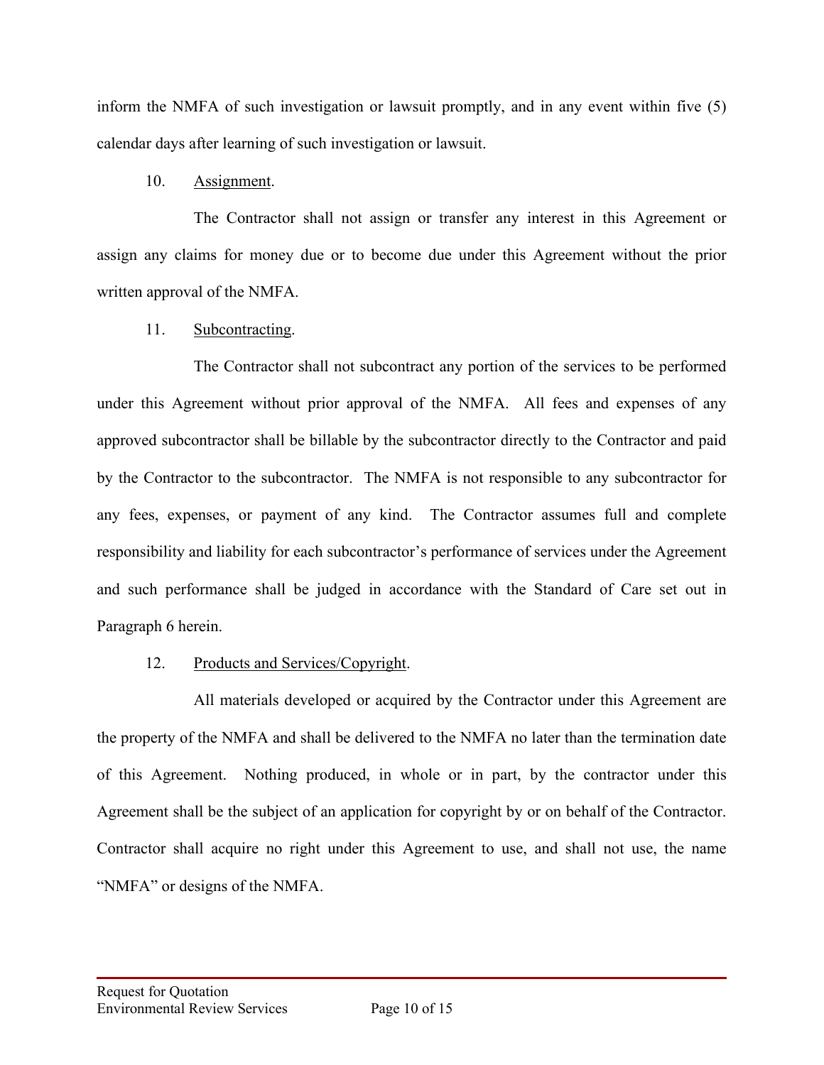inform the NMFA of such investigation or lawsuit promptly, and in any event within five (5) calendar days after learning of such investigation or lawsuit.

10. Assignment.

The Contractor shall not assign or transfer any interest in this Agreement or assign any claims for money due or to become due under this Agreement without the prior written approval of the NMFA.

11. Subcontracting.

The Contractor shall not subcontract any portion of the services to be performed under this Agreement without prior approval of the NMFA. All fees and expenses of any approved subcontractor shall be billable by the subcontractor directly to the Contractor and paid by the Contractor to the subcontractor. The NMFA is not responsible to any subcontractor for any fees, expenses, or payment of any kind. The Contractor assumes full and complete responsibility and liability for each subcontractor's performance of services under the Agreement and such performance shall be judged in accordance with the Standard of Care set out in Paragraph 6 herein.

12. Products and Services/Copyright.

All materials developed or acquired by the Contractor under this Agreement are the property of the NMFA and shall be delivered to the NMFA no later than the termination date of this Agreement. Nothing produced, in whole or in part, by the contractor under this Agreement shall be the subject of an application for copyright by or on behalf of the Contractor. Contractor shall acquire no right under this Agreement to use, and shall not use, the name "NMFA" or designs of the NMFA.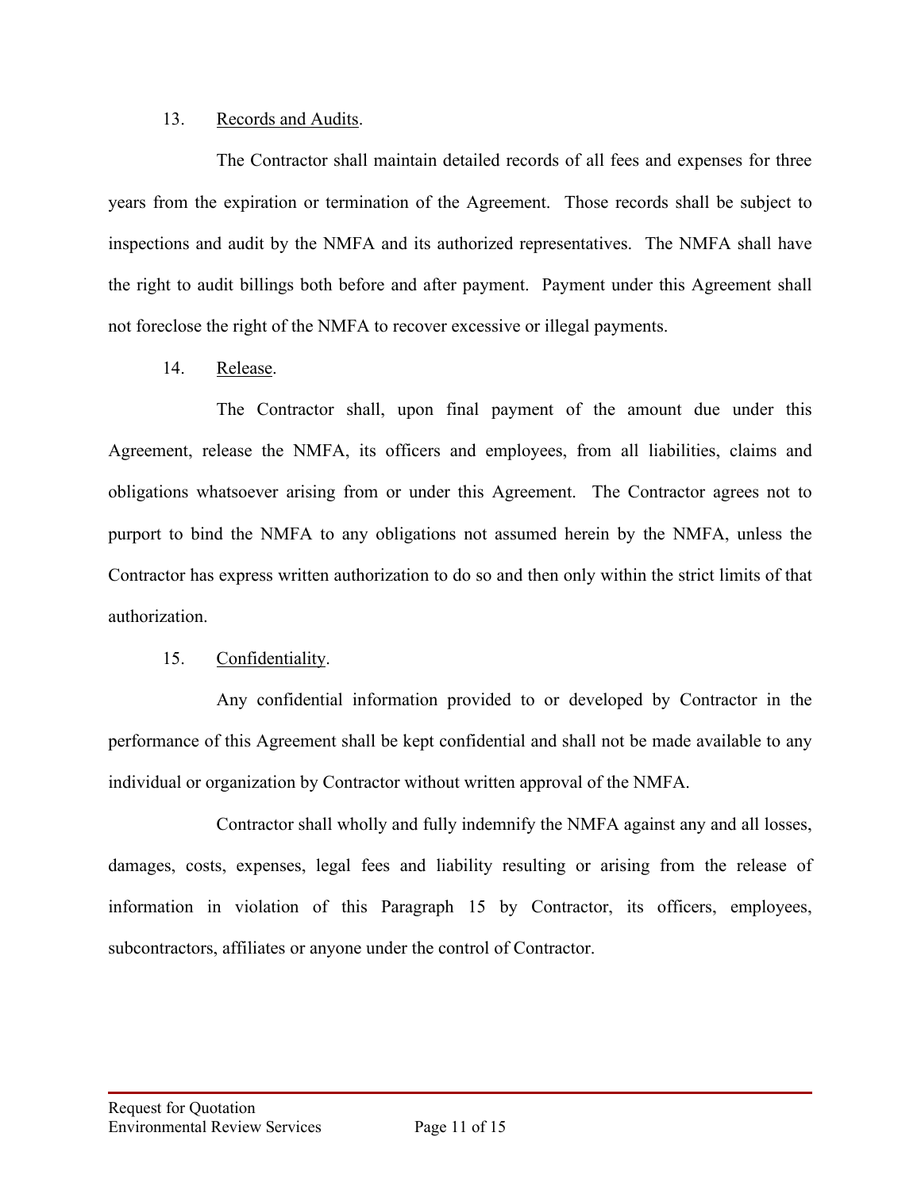13. <u>Records and Audits</u>.

The Contractor shall maintain detailed records of all fees and expenses for three years from the expiration or termination of the Agreement. Those records shall be subject to inspections and audit by the NMFA and its authorized representatives. The NMFA shall have the right to audit billings both before and after payment. Payment under this Agreement shall not foreclose the right of the NMFA to recover excessive or illegal payments.

14. <u>Release</u>.

The Contractor shall, upon final payment of the amount due under this Agreement, release the NMFA, its officers and employees, from all liabilities, claims and obligations whatsoever arising from or under this Agreement. The Contractor agrees not to purport to bind the NMFA to any obligations not assumed herein by the NMFA, unless the Contractor has express written authorization to do so and then only within the strict limits of that authorization.

15. <u>Confidentiality</u>.

Any confidential information provided to or developed by Contractor in the performance of this Agreement shall be kept confidential and shall not be made available to any individual or organization by Contractor without written approval of the NMFA.

Contractor shall wholly and fully indemnify the NMFA against any and all losses, damages, costs, expenses, legal fees and liability resulting or arising from the release of information in violation of this Paragraph 15 by Contractor, its officers, employees, subcontractors, affiliates or anyone under the control of Contractor.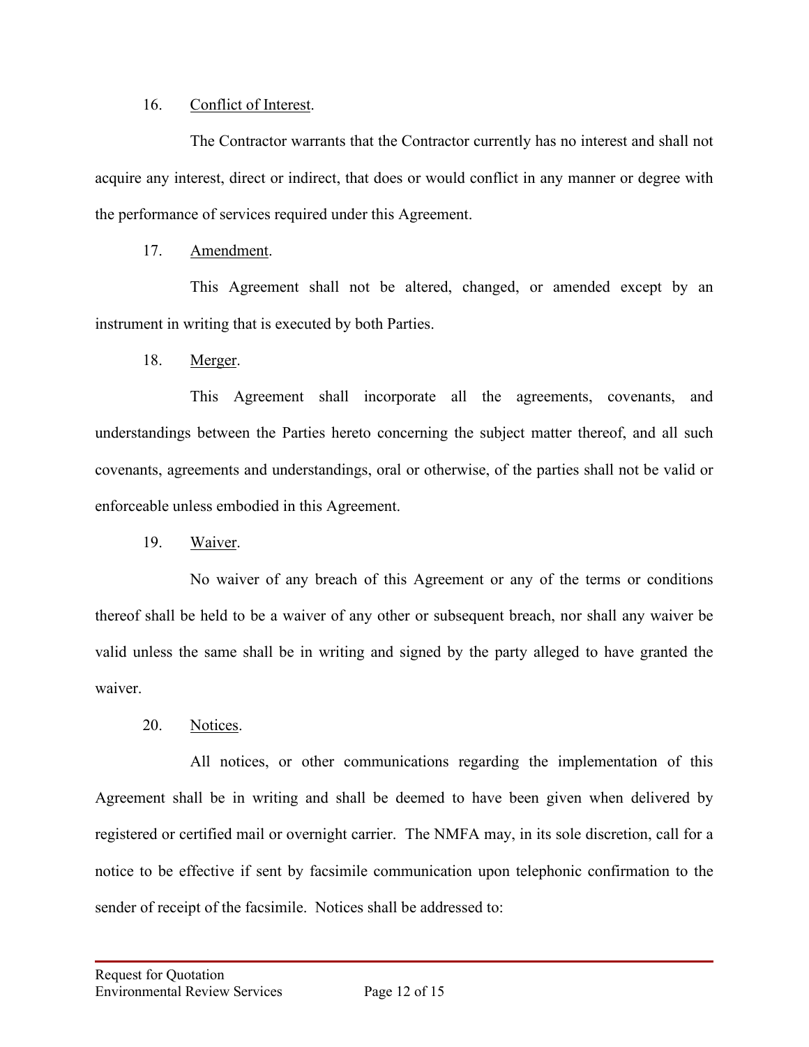16. Conflict of Interest.

The Contractor warrants that the Contractor currently has no interest and shall not acquire any interest, direct or indirect, that does or would conflict in any manner or degree with the performance of services required under this Agreement.

17. Amendment.

This Agreement shall not be altered, changed, or amended except by an instrument in writing that is executed by both Parties.

18. Merger.

This Agreement shall incorporate all the agreements, covenants, and understandings between the Parties hereto concerning the subject matter thereof, and all such covenants, agreements and understandings, oral or otherwise, of the parties shall not be valid or enforceable unless embodied in this Agreement.

19. Waiver.

No waiver of any breach of this Agreement or any of the terms or conditions thereof shall be held to be a waiver of any other or subsequent breach, nor shall any waiver be valid unless the same shall be in writing and signed by the party alleged to have granted the waiver.

20. Notices.

All notices, or other communications regarding the implementation of this Agreement shall be in writing and shall be deemed to have been given when delivered by registered or certified mail or overnight carrier. The NMFA may, in its sole discretion, call for a notice to be effective if sent by facsimile communication upon telephonic confirmation to the sender of receipt of the facsimile. Notices shall be addressed to: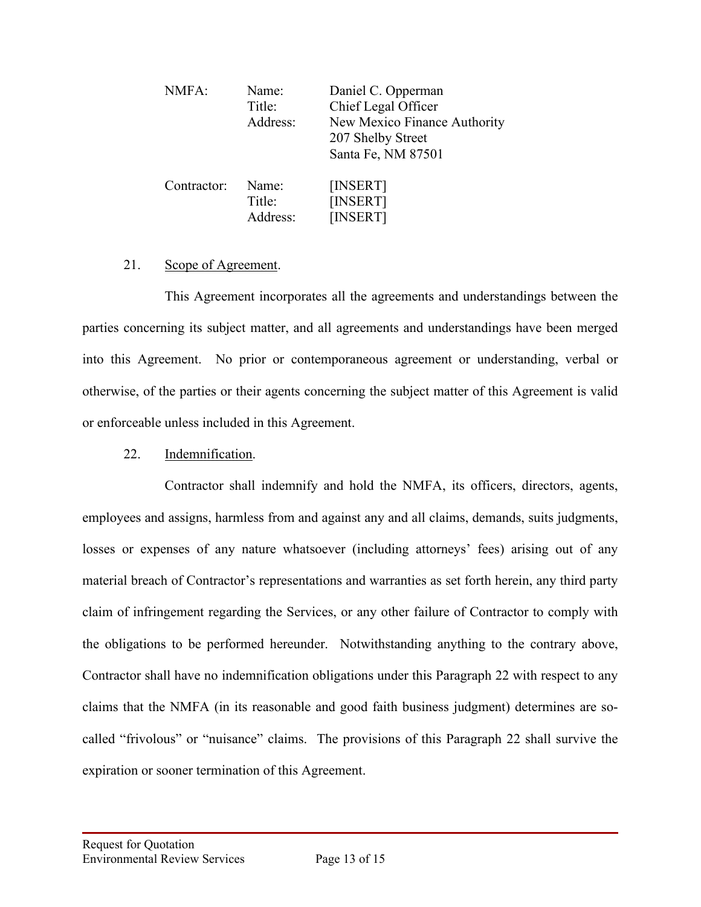| | | |
|---|---|---|
| NMFA: | Name: | Daniel C. Opperman |
| | Title: | Chief Legal Officer |
| | Address: | New Mexico Finance Authority<br>207 Shelby Street<br>Santa Fe, NM 87501 |
| Contractor: | Name: | [INSERT] |
| | Title: | [INSERT] |
| | Address: | [INSERT] |

21. Scope of Agreement.

This Agreement incorporates all the agreements and understandings between the parties concerning its subject matter, and all agreements and understandings have been merged into this Agreement. No prior or contemporaneous agreement or understanding, verbal or otherwise, of the parties or their agents concerning the subject matter of this Agreement is valid or enforceable unless included in this Agreement.

22. Indemnification.

Contractor shall indemnify and hold the NMFA, its officers, directors, agents, employees and assigns, harmless from and against any and all claims, demands, suits judgments, losses or expenses of any nature whatsoever (including attorneys' fees) arising out of any material breach of Contractor's representations and warranties as set forth herein, any third party claim of infringement regarding the Services, or any other failure of Contractor to comply with the obligations to be performed hereunder. Notwithstanding anything to the contrary above, Contractor shall have no indemnification obligations under this Paragraph 22 with respect to any claims that the NMFA (in its reasonable and good faith business judgment) determines are so-called "frivolous" or "nuisance" claims. The provisions of this Paragraph 22 shall survive the expiration or sooner termination of this Agreement.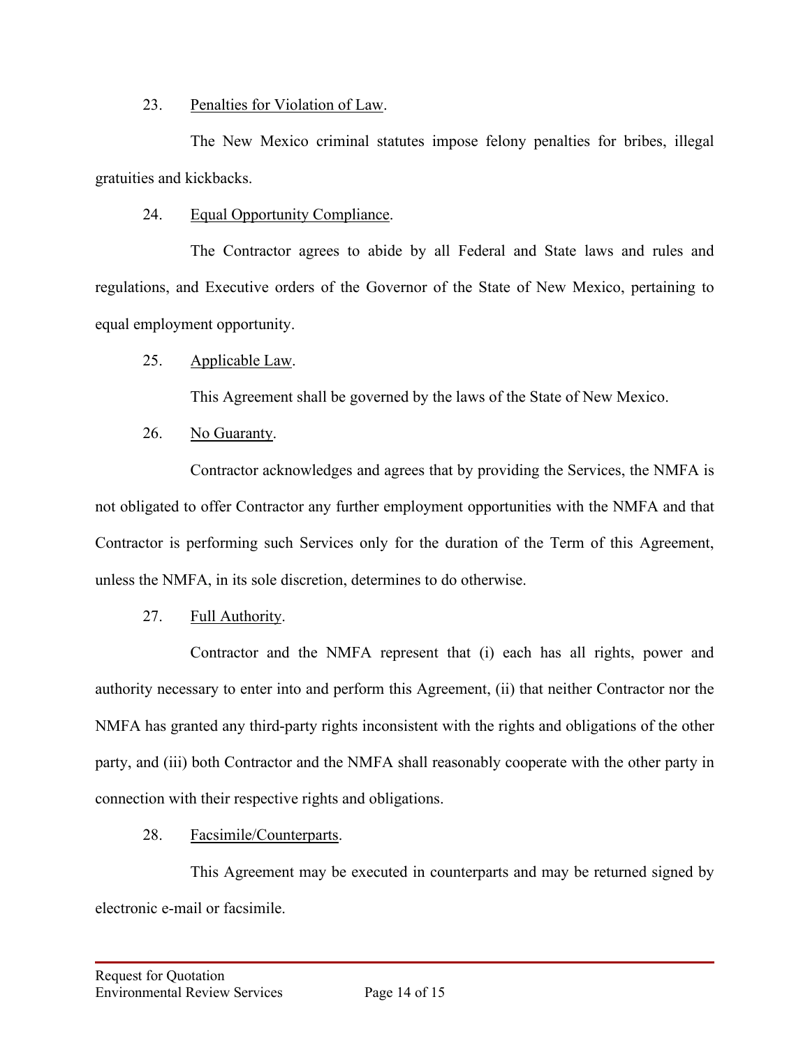23. Penalties for Violation of Law.

The New Mexico criminal statutes impose felony penalties for bribes, illegal gratuities and kickbacks.

24. Equal Opportunity Compliance.

The Contractor agrees to abide by all Federal and State laws and rules and regulations, and Executive orders of the Governor of the State of New Mexico, pertaining to equal employment opportunity.

25. Applicable Law.

This Agreement shall be governed by the laws of the State of New Mexico.

26. No Guaranty.

Contractor acknowledges and agrees that by providing the Services, the NMFA is not obligated to offer Contractor any further employment opportunities with the NMFA and that Contractor is performing such Services only for the duration of the Term of this Agreement, unless the NMFA, in its sole discretion, determines to do otherwise.

27. Full Authority.

Contractor and the NMFA represent that (i) each has all rights, power and authority necessary to enter into and perform this Agreement, (ii) that neither Contractor nor the NMFA has granted any third-party rights inconsistent with the rights and obligations of the other party, and (iii) both Contractor and the NMFA shall reasonably cooperate with the other party in connection with their respective rights and obligations.

28. Facsimile/Counterparts.

This Agreement may be executed in counterparts and may be returned signed by electronic e-mail or facsimile.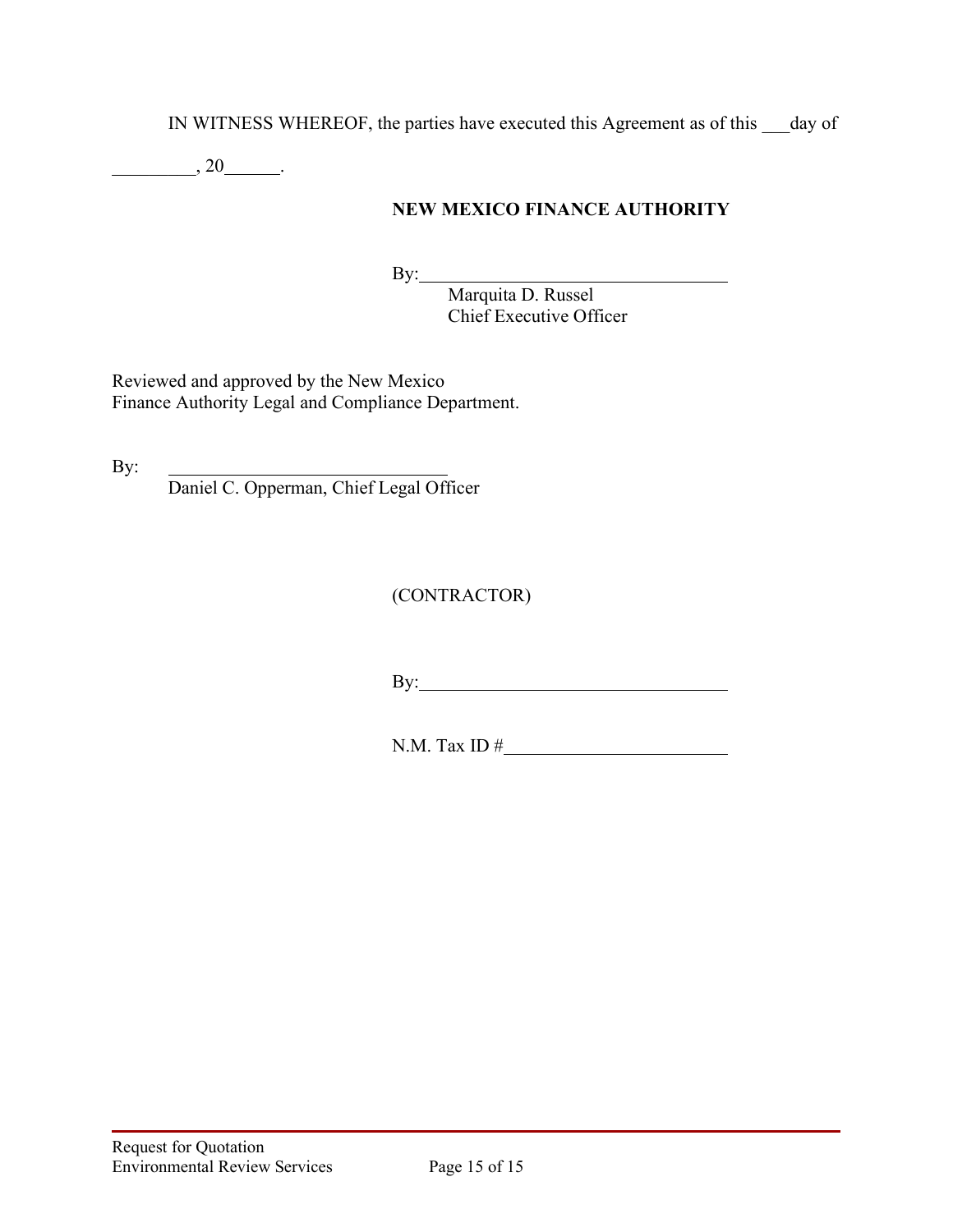IN WITNESS WHEREOF, the parties have executed this Agreement as of this ___day of

_________, 20______.

**NEW MEXICO FINANCE AUTHORITY**

By:_________________________________

Marquita D. Russel
Chief Executive Officer

Reviewed and approved by the New Mexico
Finance Authority Legal and Compliance Department.

By: _______________________________

Daniel C. Opperman, Chief Legal Officer

(CONTRACTOR)

By:_________________________________

N.M. Tax ID #_________________________